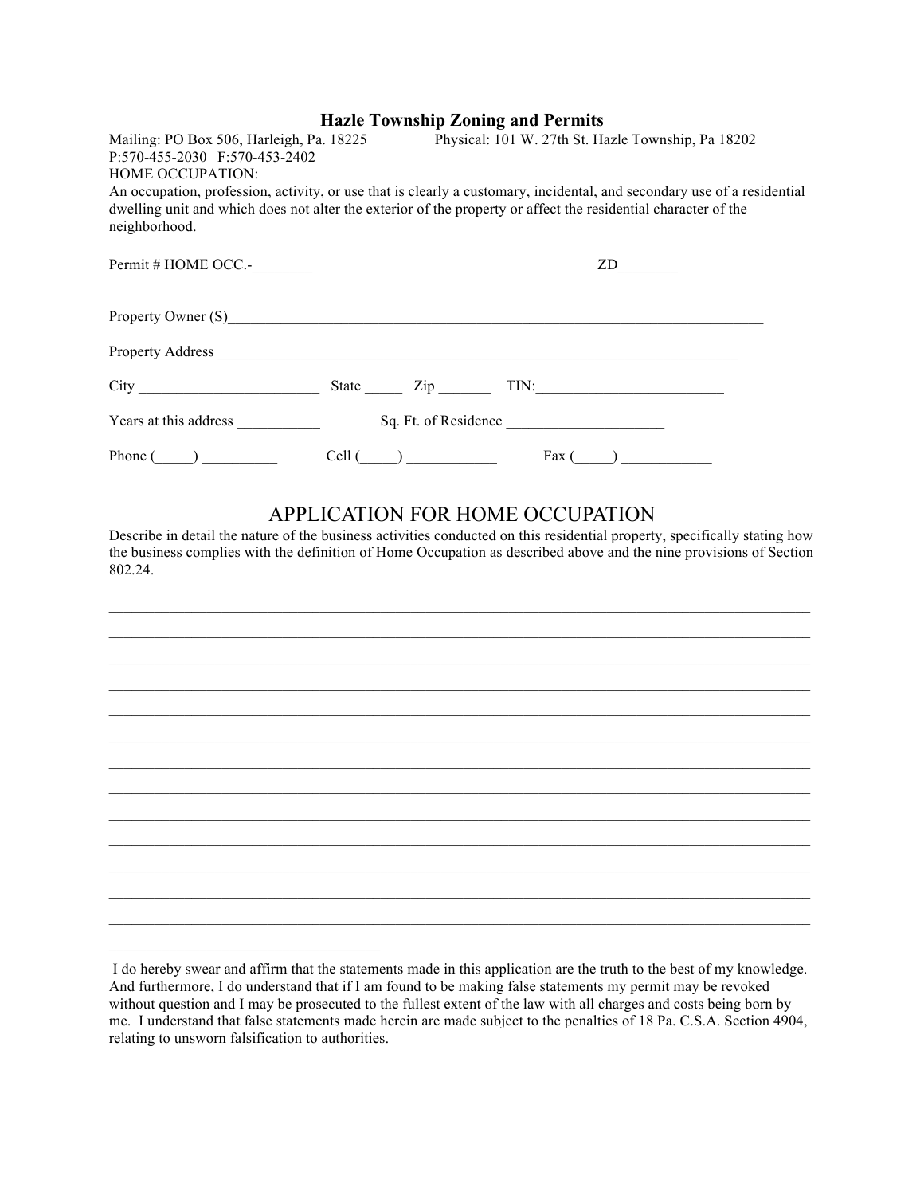# Hazle Township Zoning and Permits

Mailing: PO Box 506, Harleigh, Pa. 18225 Physical: 101 W. 27th St. Hazle Township, Pa 18202
P:570-455-2030 F:570-453-2402

HOME OCCUPATION:
An occupation, profession, activity, or use that is clearly a customary, incidental, and secondary use of a residential dwelling unit and which does not alter the exterior of the property or affect the residential character of the neighborhood.

Permit # HOME OCC.-________ ZD________

Property Owner (S)___________________________________________________________________________

Property Address _________________________________________________________________________

City ________________________ State _____ Zip _______ TIN:_________________________

Years at this address ___________ Sq. Ft. of Residence _____________________

Phone (_____) __________ Cell (_____) ____________ Fax (_____) ____________

## APPLICATION FOR HOME OCCUPATION

Describe in detail the nature of the business activities conducted on this residential property, specifically stating how the business complies with the definition of Home Occupation as described above and the nine provisions of Section 802.24.

_____________________________________________________________________________________________

_____________________________________________________________________________________________

_____________________________________________________________________________________________

_____________________________________________________________________________________________

_____________________________________________________________________________________________

_____________________________________________________________________________________________

_____________________________________________________________________________________________

_____________________________________________________________________________________________

_____________________________________________________________________________________________

_____________________________________________________________________________________________

_____________________________________________________________________________________________

_____________________________________________________________________________________________

_____________________________________________________________________________________________

___________________________________

I do hereby swear and affirm that the statements made in this application are the truth to the best of my knowledge. And furthermore, I do understand that if I am found to be making false statements my permit may be revoked without question and I may be prosecuted to the fullest extent of the law with all charges and costs being born by me. I understand that false statements made herein are made subject to the penalties of 18 Pa. C.S.A. Section 4904, relating to unsworn falsification to authorities.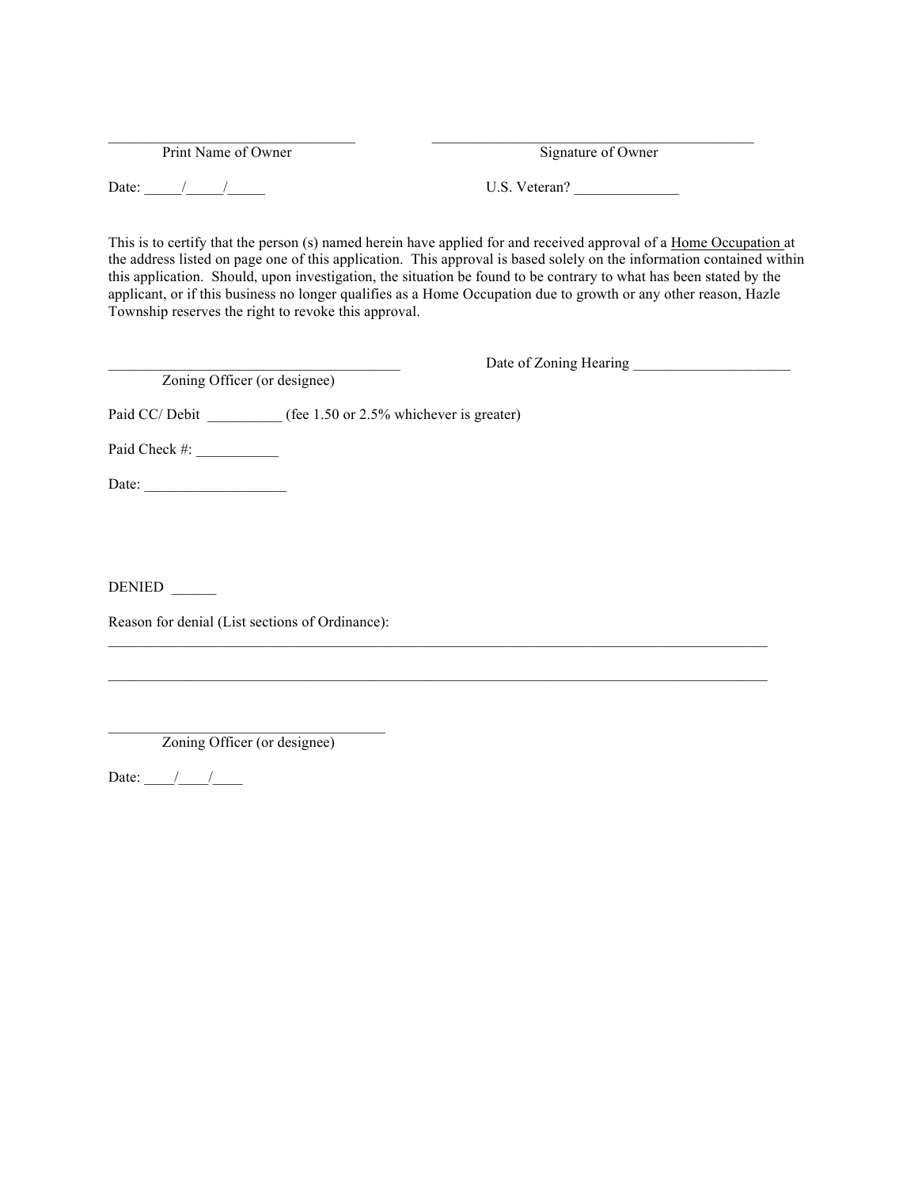\_\_\_\_\_\_\_\_\_\_\_\_\_\_\_\_\_\_\_\_\_\_\_\_\_\_\_\_\_\_\_\_ Print Name of Owner

\_\_\_\_\_\_\_\_\_\_\_\_\_\_\_\_\_\_\_\_\_\_\_\_\_\_\_\_\_\_\_\_\_\_\_\_\_\_\_\_ Signature of Owner

Date: _____/_____/_____

U.S. Veteran? ______________

This is to certify that the person (s) named herein have applied for and received approval of a <u>Home Occupation</u> at the address listed on page one of this application. This approval is based solely on the information contained within this application. Should, upon investigation, the situation be found to be contrary to what has been stated by the applicant, or if this business no longer qualifies as a Home Occupation due to growth or any other reason, Hazle Township reserves the right to revoke this approval.

\_\_\_\_\_\_\_\_\_\_\_\_\_\_\_\_\_\_\_\_\_\_\_\_\_\_\_\_\_\_\_\_\_\_\_\_\_\_ Zoning Officer (or designee)

Date of Zoning Hearing ______________________

Paid CC/ Debit __________ (fee 1.50 or 2.5% whichever is greater)

Paid Check #: ___________

Date: ___________________

DENIED ______

Reason for denial (List sections of Ordinance):

\_\_\_\_\_\_\_\_\_\_\_\_\_\_\_\_\_\_\_\_\_\_\_\_\_\_\_\_\_\_\_\_\_\_\_\_\_\_\_\_\_\_\_\_\_\_\_\_\_\_\_\_\_\_\_\_\_\_\_\_\_\_\_\_\_\_\_\_\_\_\_\_\_\_\_\_\_\_\_\_\_\_\_\_\_\_\_\_\_\_

\_\_\_\_\_\_\_\_\_\_\_\_\_\_\_\_\_\_\_\_\_\_\_\_\_\_\_\_\_\_\_\_\_\_\_\_\_\_\_\_\_\_\_\_\_\_\_\_\_\_\_\_\_\_\_\_\_\_\_\_\_\_\_\_\_\_\_\_\_\_\_\_\_\_\_\_\_\_\_\_\_\_\_\_\_\_\_\_\_\_

\_\_\_\_\_\_\_\_\_\_\_\_\_\_\_\_\_\_\_\_\_\_\_\_\_\_\_\_\_\_\_\_\_\_\_\_\_\_ Zoning Officer (or designee)

Date: ____/____/____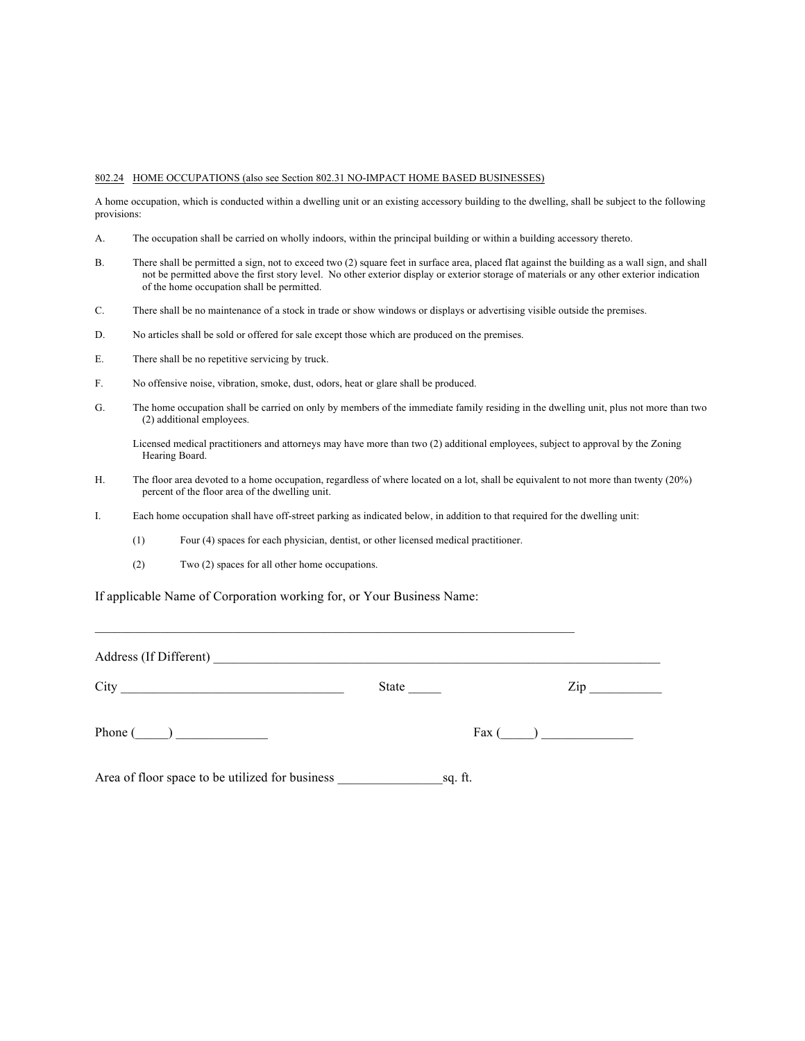802.24 HOME OCCUPATIONS (also see Section 802.31 NO-IMPACT HOME BASED BUSINESSES)

A home occupation, which is conducted within a dwelling unit or an existing accessory building to the dwelling, shall be subject to the following provisions:

A. The occupation shall be carried on wholly indoors, within the principal building or within a building accessory thereto.

B. There shall be permitted a sign, not to exceed two (2) square feet in surface area, placed flat against the building as a wall sign, and shall not be permitted above the first story level. No other exterior display or exterior storage of materials or any other exterior indication of the home occupation shall be permitted.

C. There shall be no maintenance of a stock in trade or show windows or displays or advertising visible outside the premises.

D. No articles shall be sold or offered for sale except those which are produced on the premises.

E. There shall be no repetitive servicing by truck.

F. No offensive noise, vibration, smoke, dust, odors, heat or glare shall be produced.

G. The home occupation shall be carried on only by members of the immediate family residing in the dwelling unit, plus not more than two (2) additional employees.

   Licensed medical practitioners and attorneys may have more than two (2) additional employees, subject to approval by the Zoning Hearing Board.

H. The floor area devoted to a home occupation, regardless of where located on a lot, shall be equivalent to not more than twenty (20%) percent of the floor area of the dwelling unit.

I. Each home occupation shall have off-street parking as indicated below, in addition to that required for the dwelling unit:

   (1) Four (4) spaces for each physician, dentist, or other licensed medical practitioner.

   (2) Two (2) spaces for all other home occupations.

If applicable Name of Corporation working for, or Your Business Name:

_______________________________________________________________________________

Address (If Different) _________________________________________________________________________

City ___________________________________ State _____ Zip ___________

Phone (_____) ______________ Fax (_____) ______________

Area of floor space to be utilized for business ________________sq. ft.